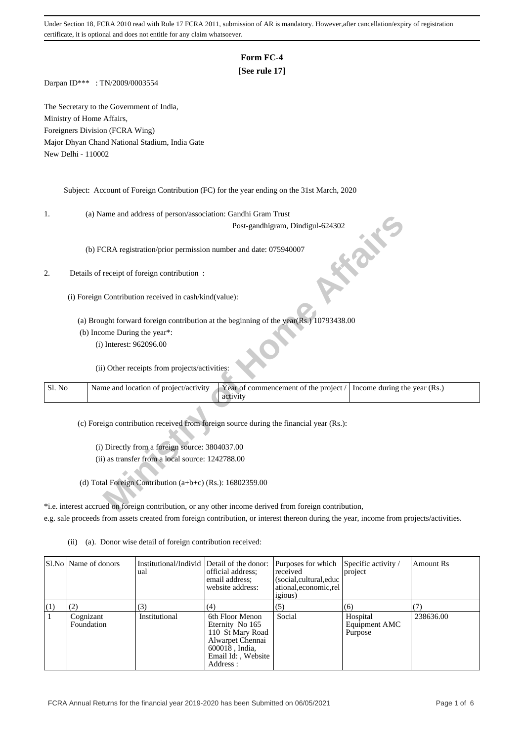Under Section 18, FCRA 2010 read with Rule 17 FCRA 2011, submission of AR is mandatory. However,after cancellation/expiry of registration certificate, it is optional and does not entitle for any claim whatsoever.

# Form FC-4

**[See rule 17]**

Darpan ID*** : TN/2009/0003554

The Secretary to the Government of India,
Ministry of Home Affairs,
Foreigners Division (FCRA Wing)
Major Dhyan Chand National Stadium, India Gate
New Delhi - 110002

Subject: Account of Foreign Contribution (FC) for the year ending on the 31st March, 2020

1. (a) Name and address of person/association: Gandhi Gram Trust
Post-gandhigram, Dindigul-624302

(b) FCRA registration/prior permission number and date: 075940007

2. Details of receipt of foreign contribution :

(i) Foreign Contribution received in cash/kind(value):

(a) Brought forward foreign contribution at the beginning of the year(Rs.) 10793438.00

(b) Income During the year*:

(i) Interest: 962096.00

(ii) Other receipts from projects/activities:

| Sl. No | Name and location of project/activity | Year of commencement of the project / activity | Income during the year (Rs.) |
|---|---|---|---|

(c) Foreign contribution received from foreign source during the financial year (Rs.):

(i) Directly from a foreign source: 3804037.00

(ii) as transfer from a local source: 1242788.00

(d) Total Foreign Contribution (a+b+c) (Rs.): 16802359.00

*i.e. interest accrued on foreign contribution, or any other income derived from foreign contribution, e.g. sale proceeds from assets created from foreign contribution, or interest thereon during the year, income from projects/activities.

(ii) (a). Donor wise detail of foreign contribution received:

| Sl.No | Name of donors | Institutional/Individual | Detail of the donor: official address; email address; website address: | Purposes for which received (social,cultural,educational,economic,religious) | Specific activity / project | Amount Rs |
|---|---|---|---|---|---|---|
| (1) | (2) | (3) | (4) | (5) | (6) | (7) |
| 1 | Cognizant Foundation | Institutional | 6th Floor Menon Eternity No 165 110 St Mary Road Alwarpet Chennai 600018 , India, Email Id: , Website Address : | Social | Hospital Equipment AMC Purpose | 238636.00 |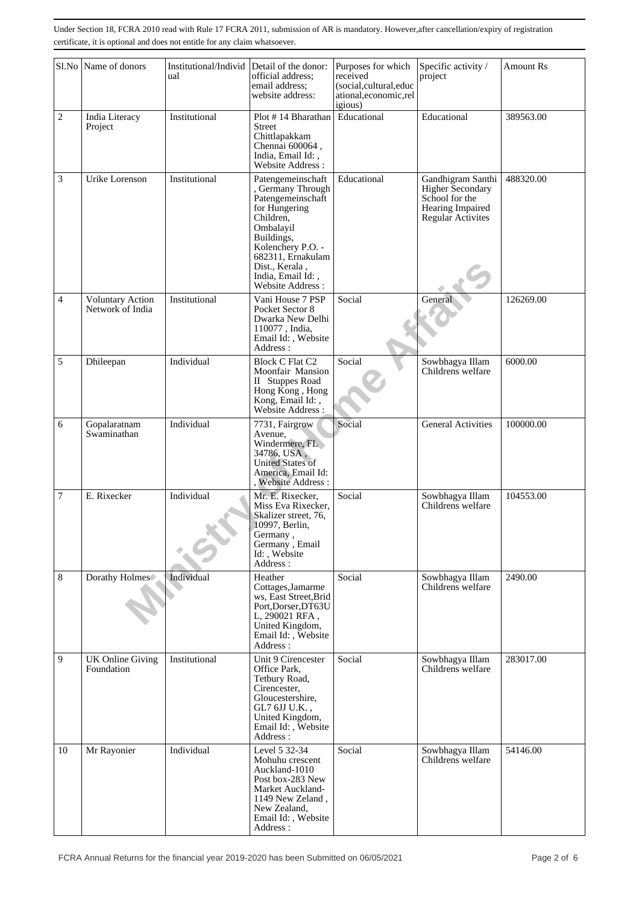Under Section 18, FCRA 2010 read with Rule 17 FCRA 2011, submission of AR is mandatory. However,after cancellation/expiry of registration certificate, it is optional and does not entitle for any claim whatsoever.

| Sl.No | Name of donors | Institutional/Individual | Detail of the donor: official address; email address; website address: | Purposes for which received (social,cultural,educational,economic,religious) | Specific activity / project | Amount Rs |
|---|---|---|---|---|---|---|
| 2 | India Literacy Project | Institutional | Plot # 14 Bharathan Street Chittlapakkam Chennai 600064 , India, Email Id: , Website Address : | Educational | Educational | 389563.00 |
| 3 | Urike Lorenson | Institutional | Patengemeinschaft , Germany Through Patengemeinschaft for Hungering Children, Ombalayil Buildings, Kolenchery P.O. - 682311, Ernakulam Dist., Kerala , India, Email Id: , Website Address : | Educational | Gandhigram Santhi Higher Secondary School for the Hearing Impaired Regular Activites | 488320.00 |
| 4 | Voluntary Action Network of India | Institutional | Vani House 7 PSP Pocket Sector 8 Dwarka New Delhi 110077 , India, Email Id: , Website Address : | Social | General | 126269.00 |
| 5 | Dhileepan | Individual | Block C Flat C2 Moonfair Mansion II Stuppes Road Hong Kong , Hong Kong, Email Id: , Website Address : | Social | Sowbhagya Illam Childrens welfare | 6000.00 |
| 6 | Gopalaratnam Swaminathan | Individual | 7731, Fairgrow Avenue, Windermere, FL 34786, USA , United States of America, Email Id: , Website Address : | Social | General Activities | 100000.00 |
| 7 | E. Rixecker | Individual | Mr. E. Rixecker, Miss Eva Rixecker, Skalizer street, 76, 10997, Berlin, Germany , Germany , Email Id: , Website Address : | Social | Sowbhagya Illam Childrens welfare | 104553.00 |
| 8 | Dorathy Holmes | Individual | Heather Cottages,Jamarmews, East Street,Brid Port,Dorser,DT63UL, 290021 RFA , United Kingdom, Email Id: , Website Address : | Social | Sowbhagya Illam Childrens welfare | 2490.00 |
| 9 | UK Online Giving Foundation | Institutional | Unit 9 Cirencester Office Park, Tetbury Road, Cirencester, Gloucestershire, GL7 6JJ U.K. , United Kingdom, Email Id: , Website Address : | Social | Sowbhagya Illam Childrens welfare | 283017.00 |
| 10 | Mr Rayonier | Individual | Level 5 32-34 Mohuhu crescent Auckland-1010 Post box-283 New Market Auckland-1149 New Zeland , New Zealand, Email Id: , Website Address : | Social | Sowbhagya Illam Childrens welfare | 54146.00 |

FCRA Annual Returns for the financial year 2019-2020 has been Submitted on 06/05/2021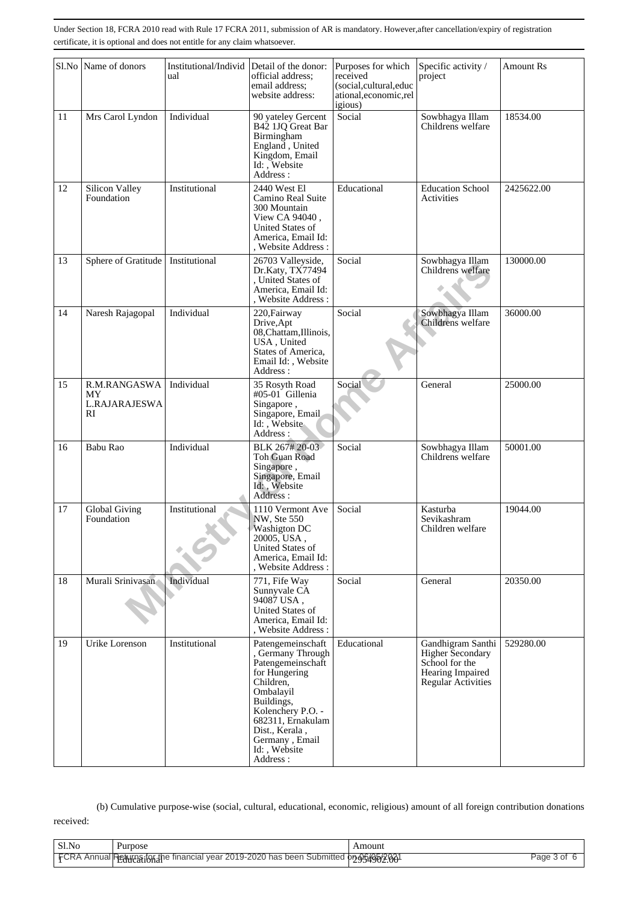Under Section 18, FCRA 2010 read with Rule 17 FCRA 2011, submission of AR is mandatory. However,after cancellation/expiry of registration certificate, it is optional and does not entitle for any claim whatsoever.

| Sl.No | Name of donors | Institutional/Individual | Detail of the donor: official address; email address; website address: | Purposes for which received (social,cultural,educational,economic,religious) | Specific activity / project | Amount Rs |
|---|---|---|---|---|---|---|
| 11 | Mrs Carol Lyndon | Individual | 90 yateley Gercent B42 1JQ Great Bar Birmingham England , United Kingdom, Email Id: , Website Address : | Social | Sowbhagya Illam Childrens welfare | 18534.00 |
| 12 | Silicon Valley Foundation | Institutional | 2440 West El Camino Real Suite 300 Mountain View CA 94040 , United States of America, Email Id: , Website Address : | Educational | Education School Activities | 2425622.00 |
| 13 | Sphere of Gratitude | Institutional | 26703 Valleyside, Dr.Katy, TX77494 , United States of America, Email Id: , Website Address : | Social | Sowbhagya Illam Childrens welfare | 130000.00 |
| 14 | Naresh Rajagopal | Individual | 220,Fairway Drive,Apt 08,Chattam,Illinois, USA , United States of America, Email Id: , Website Address : | Social | Sowbhagya Illam Childrens welfare | 36000.00 |
| 15 | R.M.RANGASWAMY L.RAJARAJESWARI | Individual | 35 Rosyth Road #05-01 Gillenia Singapore , Singapore, Email Id: , Website Address : | Social | General | 25000.00 |
| 16 | Babu Rao | Individual | BLK 267# 20-03 Toh Guan Road Singapore , Singapore, Email Id: , Website Address : | Social | Sowbhagya Illam Childrens welfare | 50001.00 |
| 17 | Global Giving Foundation | Institutional | 1110 Vermont Ave NW, Ste 550 Washigton DC 20005, USA , United States of America, Email Id: , Website Address : | Social | Kasturba Sevikashram Children welfare | 19044.00 |
| 18 | Murali Srinivasan | Individual | 771, Fife Way Sunnyvale CA 94087 USA , United States of America, Email Id: , Website Address : | Social | General | 20350.00 |
| 19 | Urike Lorenson | Institutional | Patengemeinschaft , Germany Through Patengemeinschaft for Hungering Children, Ombalayil Buildings, Kolenchery P.O. - 682311, Ernakulam Dist., Kerala , Germany , Email Id: , Website Address : | Educational | Gandhigram Santhi Higher Secondary School for the Hearing Impaired Regular Activities | 529280.00 |

(b) Cumulative purpose-wise (social, cultural, educational, economic, religious) amount of all foreign contribution donations received:

| Sl.No | Purpose | Amount |
|---|---|---|
| 1 | Educational | 2954902.00 |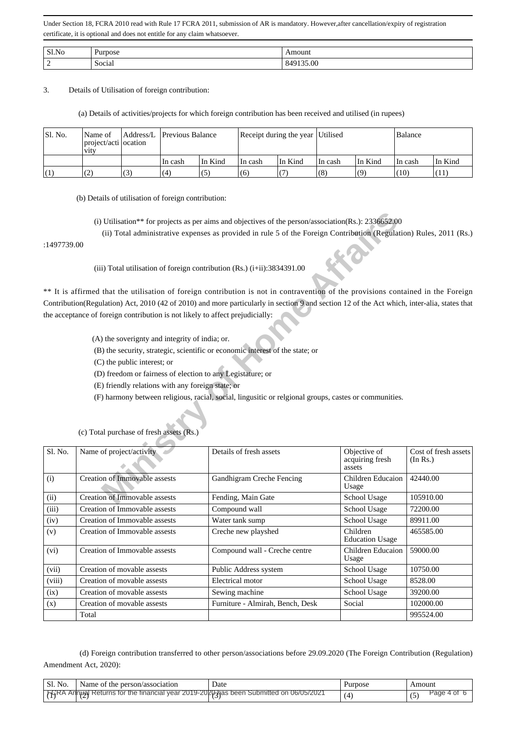Under Section 18, FCRA 2010 read with Rule 17 FCRA 2011, submission of AR is mandatory. However,after cancellation/expiry of registration certificate, it is optional and does not entitle for any claim whatsoever.

| Sl.No | Purpose | Amount |
|---|---|---|
| 2 | Social | 849135.00 |

3. Details of Utilisation of foreign contribution:

(a) Details of activities/projects for which foreign contribution has been received and utilised (in rupees)

| Sl. No. | Name of project/activity | Address/Location | Previous Balance | | Receipt during the year | | Utilised | | Balance | |
|---|---|---|---|---|---|---|---|---|---|---|
| | | | In cash | In Kind | In cash | In Kind | In cash | In Kind | In cash | In Kind |
| (1) | (2) | (3) | (4) | (5) | (6) | (7) | (8) | (9) | (10) | (11) |

(b) Details of utilisation of foreign contribution:

(i) Utilisation** for projects as per aims and objectives of the person/association(Rs.): 2336652.00

(ii) Total administrative expenses as provided in rule 5 of the Foreign Contribution (Regulation) Rules, 2011 (Rs.) :1497739.00

(iii) Total utilisation of foreign contribution (Rs.) (i+ii):3834391.00

** It is affirmed that the utilisation of foreign contribution is not in contravention of the provisions contained in the Foreign Contribution(Regulation) Act, 2010 (42 of 2010) and more particularly in section 9 and section 12 of the Act which, inter-alia, states that the acceptance of foreign contribution is not likely to affect prejudicially:

(A) the soverignty and integrity of india; or.

(B) the security, strategic, scientific or economic interest of the state; or

(C) the public interest; or

(D) freedom or fairness of election to any Legistature; or

(E) friendly relations with any foreign state; or

(F) harmony between religious, racial, social, lingusitic or relgional groups, castes or communities.

(c) Total purchase of fresh assets (Rs.)

| Sl. No. | Name of project/activity | Details of fresh assets | Objective of acquiring fresh assets | Cost of fresh assets (In Rs.) |
|---|---|---|---|---|
| (i) | Creation of Immovable assests | Gandhigram Creche Fencing | Children Educaion Usage | 42440.00 |
| (ii) | Creation of Immovable assests | Fending, Main Gate | School Usage | 105910.00 |
| (iii) | Creation of Immovable assests | Compound wall | School Usage | 72200.00 |
| (iv) | Creation of Immovable assests | Water tank sump | School Usage | 89911.00 |
| (v) | Creation of Immovable assests | Creche new playshed | Children Education Usage | 465585.00 |
| (vi) | Creation of Immovable assests | Compound wall - Creche centre | Children Educaion Usage | 59000.00 |
| (vii) | Creation of movable assests | Public Address system | School Usage | 10750.00 |
| (viii) | Creation of movable assests | Electrical motor | School Usage | 8528.00 |
| (ix) | Creation of movable assests | Sewing machine | School Usage | 39200.00 |
| (x) | Creation of movable assests | Furniture - Almirah, Bench, Desk | Social | 102000.00 |
| | Total | | | 995524.00 |

(d) Foreign contribution transferred to other person/associations before 29.09.2020 (The Foreign Contribution (Regulation) Amendment Act, 2020):

| Sl. No. | Name of the person/association | Date | Purpose | Amount |
|---|---|---|---|---|
| (1) | (2) | (3) | (4) | (5) |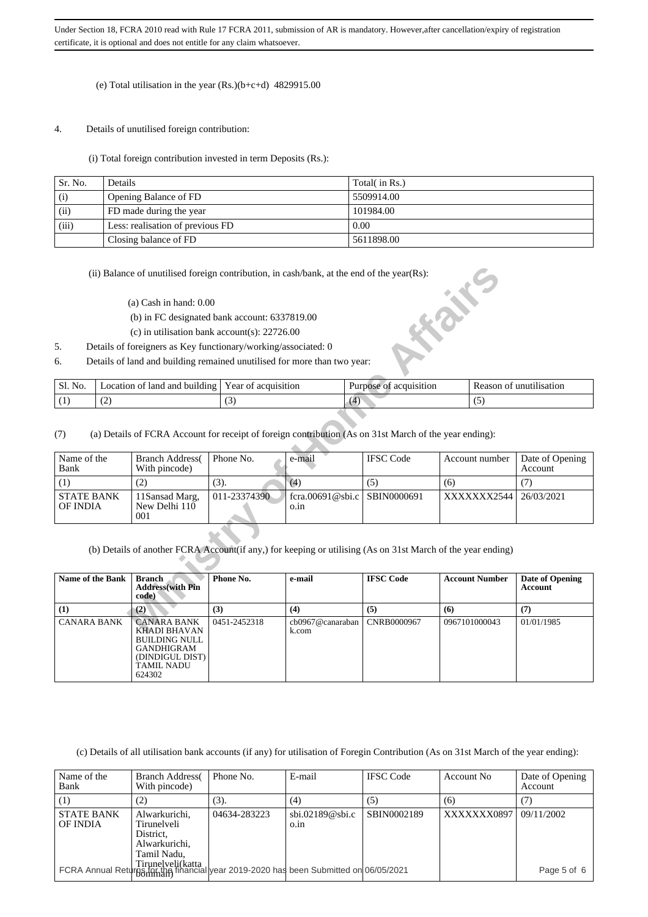Under Section 18, FCRA 2010 read with Rule 17 FCRA 2011, submission of AR is mandatory. However,after cancellation/expiry of registration certificate, it is optional and does not entitle for any claim whatsoever.

(e) Total utilisation in the year (Rs.)(b+c+d) 4829915.00

4. Details of unutilised foreign contribution:

(i) Total foreign contribution invested in term Deposits (Rs.):

| Sr. No. | Details | Total( in Rs.) |
|---|---|---|
| (i) | Opening Balance of FD | 5509914.00 |
| (ii) | FD made during the year | 101984.00 |
| (iii) | Less: realisation of previous FD | 0.00 |
| | Closing balance of FD | 5611898.00 |

(ii) Balance of unutilised foreign contribution, in cash/bank, at the end of the year(Rs):

(a) Cash in hand: 0.00

(b) in FC designated bank account: 6337819.00

(c) in utilisation bank account(s): 22726.00

5. Details of foreigners as Key functionary/working/associated: 0

6. Details of land and building remained unutilised for more than two year:

| Sl. No. | Location of land and building | Year of acquisition | Purpose of acquisition | Reason of unutilisation |
|---|---|---|---|---|
| (1) | (2) | (3) | (4) | (5) |

(7) (a) Details of FCRA Account for receipt of foreign contribution (As on 31st March of the year ending):

| Name of the Bank | Branch Address( With pincode) | Phone No. | e-mail | IFSC Code | Account number | Date of Opening Account |
|---|---|---|---|---|---|---|
| (1) | (2) | (3). | (4) | (5) | (6) | (7) |
| STATE BANK OF INDIA | 11Sansad Marg, New Delhi 110 001 | 011-23374390 | fcra.00691@sbi.co.in | SBIN0000691 | XXXXXXX2544 | 26/03/2021 |

(b) Details of another FCRA Account(if any,) for keeping or utilising (As on 31st March of the year ending)

| Name of the Bank | Branch Address(with Pin code) | Phone No. | e-mail | IFSC Code | Account Number | Date of Opening Account |
|---|---|---|---|---|---|---|
| (1) | (2) | (3) | (4) | (5) | (6) | (7) |
| CANARA BANK | CANARA BANK KHADI BHAVAN BUILDING NULL GANDHIGRAM (DINDIGUL DIST) TAMIL NADU 624302 | 0451-2452318 | cb0967@canarabank.com | CNRB0000967 | 0967101000043 | 01/01/1985 |

(c) Details of all utilisation bank accounts (if any) for utilisation of Foregin Contribution (As on 31st March of the year ending):

| Name of the Bank | Branch Address( With pincode) | Phone No. | E-mail | IFSC Code | Account No | Date of Opening Account |
|---|---|---|---|---|---|---|
| (1) | (2) | (3). | (4) | (5) | (6) | (7) |
| STATE BANK OF INDIA | Alwarkurichi, Tirunelveli District, Alwarkurichi, Tamil Nadu, Tirunelveli(kattabommah) | 04634-283223 | sbi.02189@sbi.co.in | SBIN0002189 | XXXXXXX0897 | 09/11/2002 |

FCRA Annual Returns for the financial year 2019-2020 has been Submitted on 06/05/2021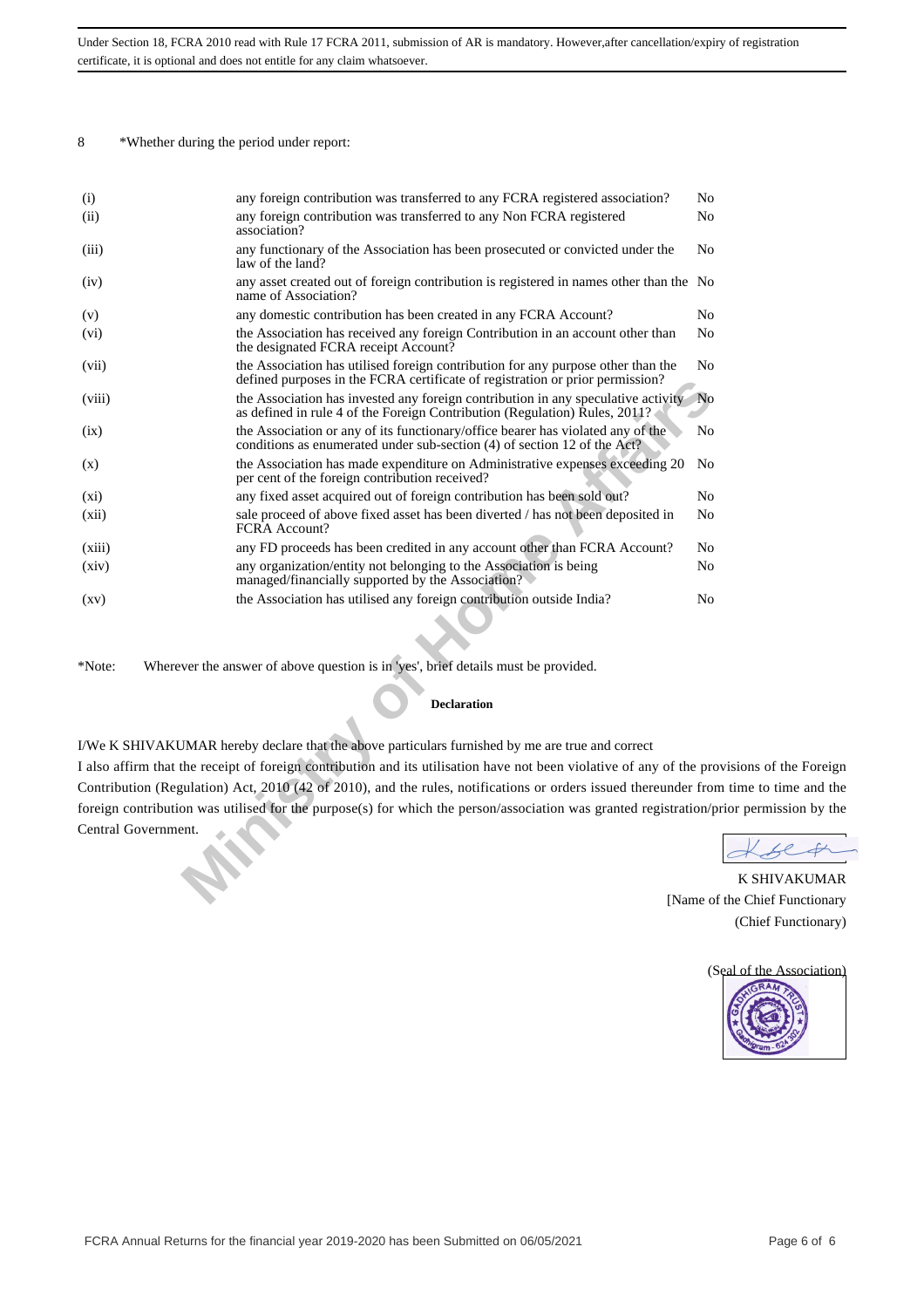Under Section 18, FCRA 2010 read with Rule 17 FCRA 2011, submission of AR is mandatory. However,after cancellation/expiry of registration certificate, it is optional and does not entitle for any claim whatsoever.

8 *Whether during the period under report:

| | | |
|---|---|---|
| (i) | any foreign contribution was transferred to any FCRA registered association? | No |
| (ii) | any foreign contribution was transferred to any Non FCRA registered association? | No |
| (iii) | any functionary of the Association has been prosecuted or convicted under the law of the land? | No |
| (iv) | any asset created out of foreign contribution is registered in names other than the name of Association? | No |
| (v) | any domestic contribution has been created in any FCRA Account? | No |
| (vi) | the Association has received any foreign Contribution in an account other than the designated FCRA receipt Account? | No |
| (vii) | the Association has utilised foreign contribution for any purpose other than the defined purposes in the FCRA certificate of registration or prior permission? | No |
| (viii) | the Association has invested any foreign contribution in any speculative activity as defined in rule 4 of the Foreign Contribution (Regulation) Rules, 2011? | No |
| (ix) | the Association or any of its functionary/office bearer has violated any of the conditions as enumerated under sub-section (4) of section 12 of the Act? | No |
| (x) | the Association has made expenditure on Administrative expenses exceeding 20 per cent of the foreign contribution received? | No |
| (xi) | any fixed asset acquired out of foreign contribution has been sold out? | No |
| (xii) | sale proceed of above fixed asset has been diverted / has not been deposited in FCRA Account? | No |
| (xiii) | any FD proceeds has been credited in any account other than FCRA Account? | No |
| (xiv) | any organization/entity not belonging to the Association is being managed/financially supported by the Association? | No |
| (xv) | the Association has utilised any foreign contribution outside India? | No |

*Note: Wherever the answer of above question is in 'yes', brief details must be provided.

**Declaration**

I/We K SHIVAKUMAR hereby declare that the above particulars furnished by me are true and correct

I also affirm that the receipt of foreign contribution and its utilisation have not been violative of any of the provisions of the Foreign Contribution (Regulation) Act, 2010 (42 of 2010), and the rules, notifications or orders issued thereunder from time to time and the foreign contribution was utilised for the purpose(s) for which the person/association was granted registration/prior permission by the Central Government.

K SHIVAKUMAR
[Name of the Chief Functionary
(Chief Functionary)

(Seal of the Association)

FCRA Annual Returns for the financial year 2019-2020 has been Submitted on 06/05/2021